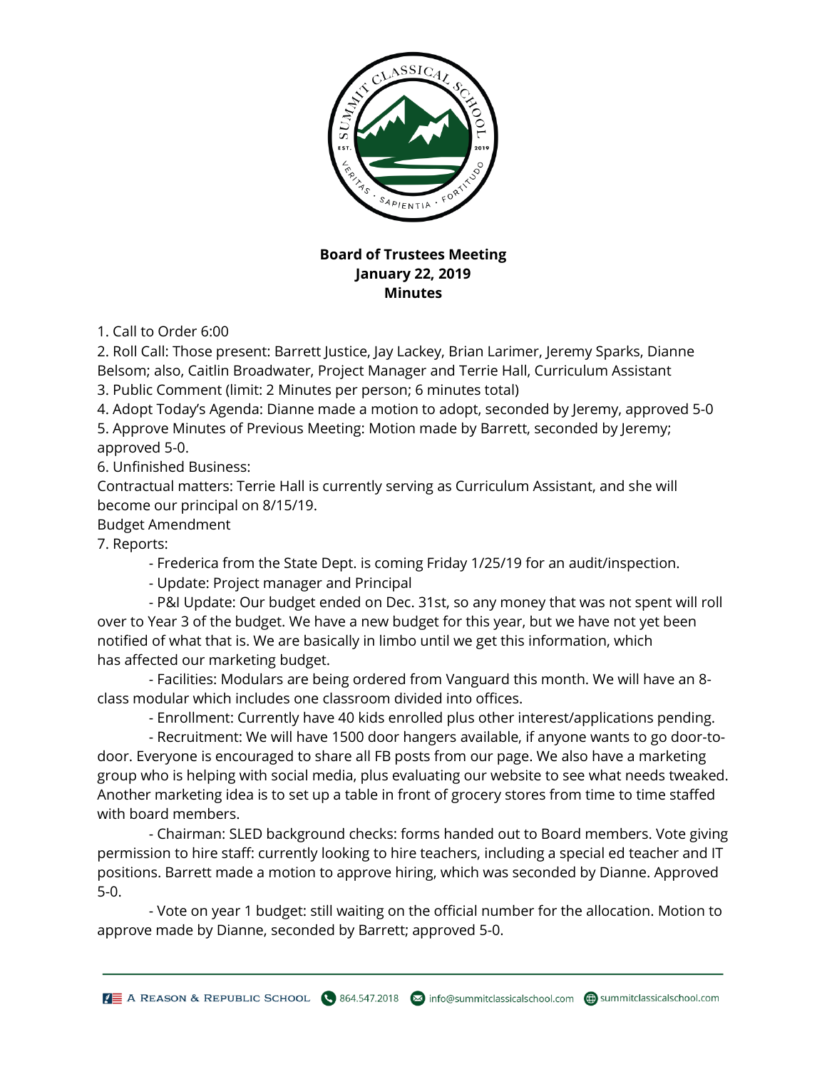**Board of Trustees Meeting**
**January 22, 2019**
**Minutes**

1. Call to Order 6:00
2. Roll Call: Those present: Barrett Justice, Jay Lackey, Brian Larimer, Jeremy Sparks, Dianne Belsom; also, Caitlin Broadwater, Project Manager and Terrie Hall, Curriculum Assistant
3. Public Comment (limit: 2 Minutes per person; 6 minutes total)
4. Adopt Today's Agenda: Dianne made a motion to adopt, seconded by Jeremy, approved 5-0
5. Approve Minutes of Previous Meeting: Motion made by Barrett, seconded by Jeremy; approved 5-0.
6. Unfinished Business:

Contractual matters: Terrie Hall is currently serving as Curriculum Assistant, and she will become our principal on 8/15/19.

Budget Amendment

7. Reports:
   - Frederica from the State Dept. is coming Friday 1/25/19 for an audit/inspection.
   - Update: Project manager and Principal
   - P&I Update: Our budget ended on Dec. 31st, so any money that was not spent will roll over to Year 3 of the budget. We have a new budget for this year, but we have not yet been notified of what that is. We are basically in limbo until we get this information, which has affected our marketing budget.
   - Facilities: Modulars are being ordered from Vanguard this month. We will have an 8-class modular which includes one classroom divided into offices.
   - Enrollment: Currently have 40 kids enrolled plus other interest/applications pending.
   - Recruitment: We will have 1500 door hangers available, if anyone wants to go door-to-door. Everyone is encouraged to share all FB posts from our page. We also have a marketing group who is helping with social media, plus evaluating our website to see what needs tweaked. Another marketing idea is to set up a table in front of grocery stores from time to time staffed with board members.
   - Chairman: SLED background checks: forms handed out to Board members. Vote giving permission to hire staff: currently looking to hire teachers, including a special ed teacher and IT positions. Barrett made a motion to approve hiring, which was seconded by Dianne. Approved 5-0.
   - Vote on year 1 budget: still waiting on the official number for the allocation. Motion to approve made by Dianne, seconded by Barrett; approved 5-0.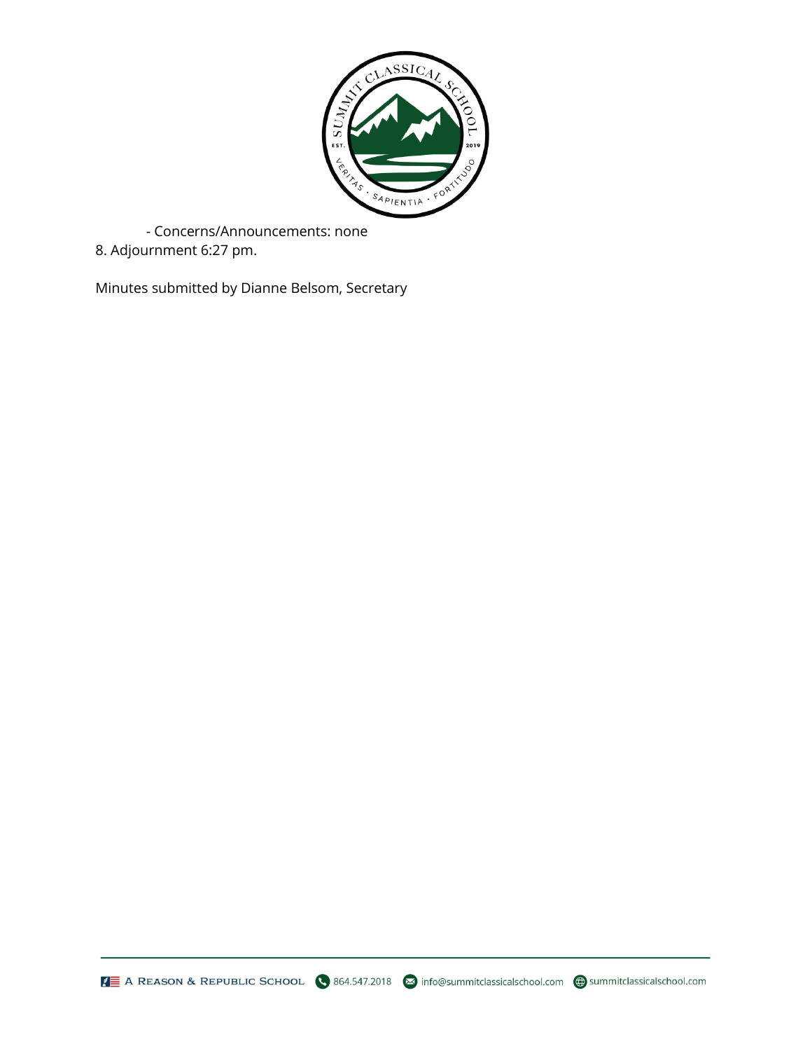- Concerns/Announcements: none

8. Adjournment 6:27 pm.

Minutes submitted by Dianne Belsom, Secretary